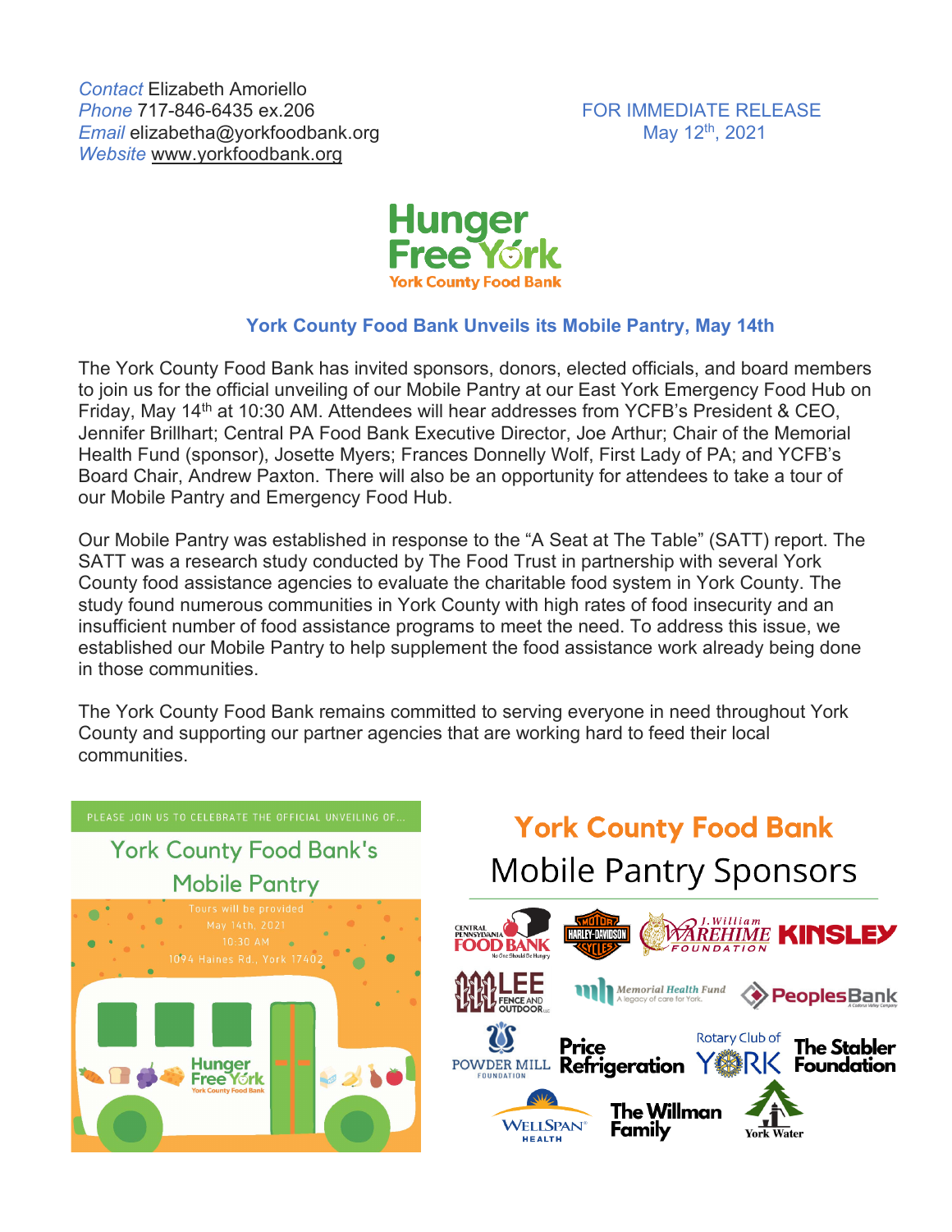*Contact* Elizabeth Amoriello
*Phone* 717-846-6435 ex.206
*Email* elizabetha@yorkfoodbank.org
*Website* www.yorkfoodbank.org

FOR IMMEDIATE RELEASE
May 12th, 2021

Hunger Free York
York County Food Bank

## York County Food Bank Unveils its Mobile Pantry, May 14th

The York County Food Bank has invited sponsors, donors, elected officials, and board members to join us for the official unveiling of our Mobile Pantry at our East York Emergency Food Hub on Friday, May 14th at 10:30 AM. Attendees will hear addresses from YCFB's President & CEO, Jennifer Brillhart; Central PA Food Bank Executive Director, Joe Arthur; Chair of the Memorial Health Fund (sponsor), Josette Myers; Frances Donnelly Wolf, First Lady of PA; and YCFB's Board Chair, Andrew Paxton. There will also be an opportunity for attendees to take a tour of our Mobile Pantry and Emergency Food Hub.

Our Mobile Pantry was established in response to the "A Seat at The Table" (SATT) report. The SATT was a research study conducted by The Food Trust in partnership with several York County food assistance agencies to evaluate the charitable food system in York County. The study found numerous communities in York County with high rates of food insecurity and an insufficient number of food assistance programs to meet the need. To address this issue, we established our Mobile Pantry to help supplement the food assistance work already being done in those communities.

The York County Food Bank remains committed to serving everyone in need throughout York County and supporting our partner agencies that are working hard to feed their local communities.

PLEASE JOIN US TO CELEBRATE THE OFFICIAL UNVEILING OF...

York County Food Bank's Mobile Pantry

Tours will be provided
May 14th, 2021
10:30 AM
1094 Haines Rd., York 17402

### York County Food Bank Mobile Pantry Sponsors

Central Pennsylvania Food Bank, Harley-Davidson Motor Cycles, J. William Warehime Foundation, Kinsley, Lee Fence and Outdoor, Memorial Health Fund, PeoplesBank, Powder Mill Foundation, Price Refrigeration, Rotary Club of York, The Stabler Foundation, WellSpan Health, The Willman Family, York Water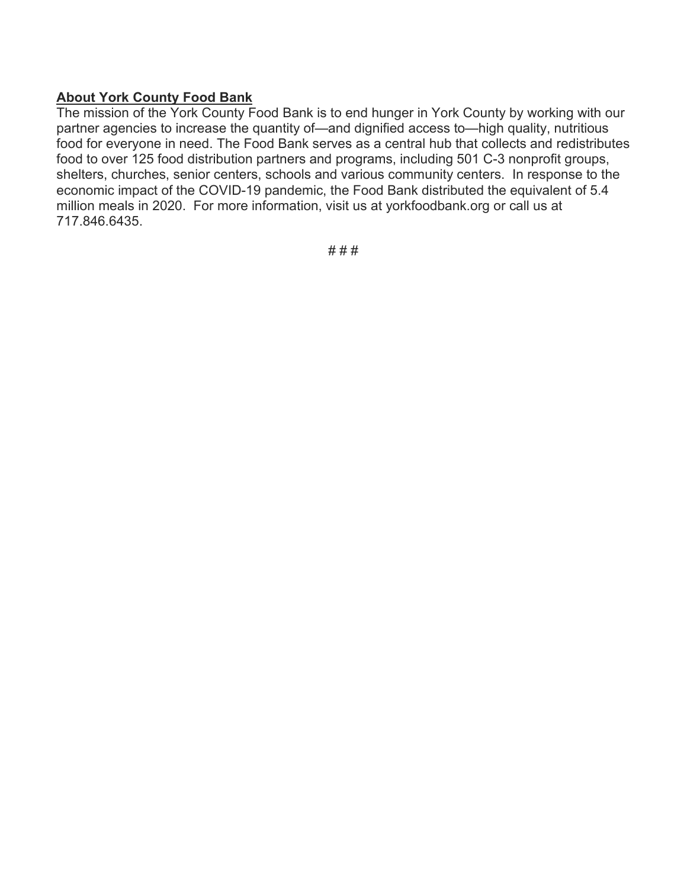**About York County Food Bank**

The mission of the York County Food Bank is to end hunger in York County by working with our partner agencies to increase the quantity of—and dignified access to—high quality, nutritious food for everyone in need. The Food Bank serves as a central hub that collects and redistributes food to over 125 food distribution partners and programs, including 501 C-3 nonprofit groups, shelters, churches, senior centers, schools and various community centers. In response to the economic impact of the COVID-19 pandemic, the Food Bank distributed the equivalent of 5.4 million meals in 2020. For more information, visit us at yorkfoodbank.org or call us at 717.846.6435.

# # #